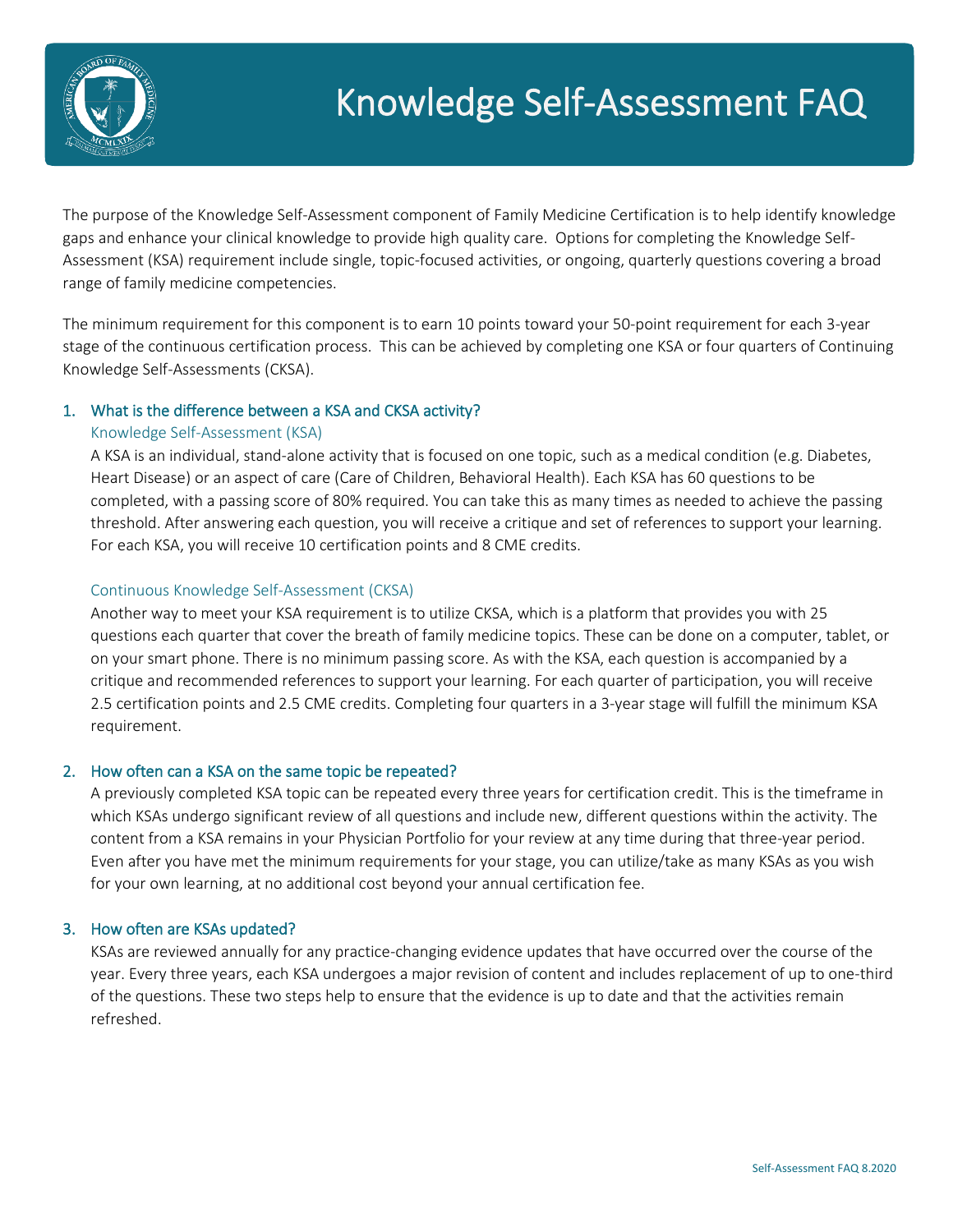# Knowledge Self-Assessment FAQ

The purpose of the Knowledge Self-Assessment component of Family Medicine Certification is to help identify knowledge gaps and enhance your clinical knowledge to provide high quality care. Options for completing the Knowledge Self-Assessment (KSA) requirement include single, topic-focused activities, or ongoing, quarterly questions covering a broad range of family medicine competencies.

The minimum requirement for this component is to earn 10 points toward your 50-point requirement for each 3-year stage of the continuous certification process. This can be achieved by completing one KSA or four quarters of Continuing Knowledge Self-Assessments (CKSA).

## 1. What is the difference between a KSA and CKSA activity?

### Knowledge Self-Assessment (KSA)

A KSA is an individual, stand-alone activity that is focused on one topic, such as a medical condition (e.g. Diabetes, Heart Disease) or an aspect of care (Care of Children, Behavioral Health). Each KSA has 60 questions to be completed, with a passing score of 80% required. You can take this as many times as needed to achieve the passing threshold. After answering each question, you will receive a critique and set of references to support your learning. For each KSA, you will receive 10 certification points and 8 CME credits.

### Continuous Knowledge Self-Assessment (CKSA)

Another way to meet your KSA requirement is to utilize CKSA, which is a platform that provides you with 25 questions each quarter that cover the breath of family medicine topics. These can be done on a computer, tablet, or on your smart phone. There is no minimum passing score. As with the KSA, each question is accompanied by a critique and recommended references to support your learning. For each quarter of participation, you will receive 2.5 certification points and 2.5 CME credits. Completing four quarters in a 3-year stage will fulfill the minimum KSA requirement.

## 2. How often can a KSA on the same topic be repeated?

A previously completed KSA topic can be repeated every three years for certification credit. This is the timeframe in which KSAs undergo significant review of all questions and include new, different questions within the activity. The content from a KSA remains in your Physician Portfolio for your review at any time during that three-year period. Even after you have met the minimum requirements for your stage, you can utilize/take as many KSAs as you wish for your own learning, at no additional cost beyond your annual certification fee.

## 3. How often are KSAs updated?

KSAs are reviewed annually for any practice-changing evidence updates that have occurred over the course of the year. Every three years, each KSA undergoes a major revision of content and includes replacement of up to one-third of the questions. These two steps help to ensure that the evidence is up to date and that the activities remain refreshed.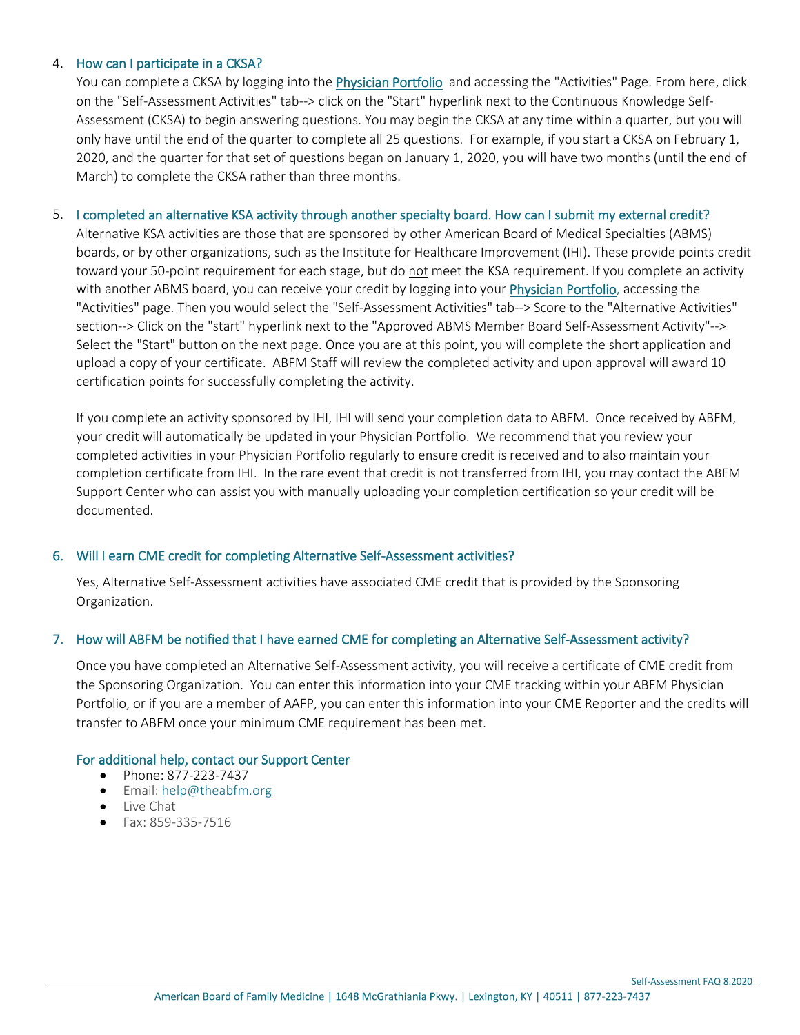4. **How can I participate in a CKSA?**

   You can complete a CKSA by logging into the Physician Portfolio and accessing the "Activities" Page. From here, click on the "Self-Assessment Activities" tab--> click on the "Start" hyperlink next to the Continuous Knowledge Self-Assessment (CKSA) to begin answering questions. You may begin the CKSA at any time within a quarter, but you will only have until the end of the quarter to complete all 25 questions. For example, if you start a CKSA on February 1, 2020, and the quarter for that set of questions began on January 1, 2020, you will have two months (until the end of March) to complete the CKSA rather than three months.

5. **I completed an alternative KSA activity through another specialty board. How can I submit my external credit?**

   Alternative KSA activities are those that are sponsored by other American Board of Medical Specialties (ABMS) boards, or by other organizations, such as the Institute for Healthcare Improvement (IHI). These provide points credit toward your 50-point requirement for each stage, but do not meet the KSA requirement. If you complete an activity with another ABMS board, you can receive your credit by logging into your Physician Portfolio, accessing the "Activities" page. Then you would select the "Self-Assessment Activities" tab--> Score to the "Alternative Activities" section--> Click on the "start" hyperlink next to the "Approved ABMS Member Board Self-Assessment Activity"--> Select the "Start" button on the next page. Once you are at this point, you will complete the short application and upload a copy of your certificate. ABFM Staff will review the completed activity and upon approval will award 10 certification points for successfully completing the activity.

   If you complete an activity sponsored by IHI, IHI will send your completion data to ABFM. Once received by ABFM, your credit will automatically be updated in your Physician Portfolio. We recommend that you review your completed activities in your Physician Portfolio regularly to ensure credit is received and to also maintain your completion certificate from IHI. In the rare event that credit is not transferred from IHI, you may contact the ABFM Support Center who can assist you with manually uploading your completion certification so your credit will be documented.

6. **Will I earn CME credit for completing Alternative Self-Assessment activities?**

   Yes, Alternative Self-Assessment activities have associated CME credit that is provided by the Sponsoring Organization.

7. **How will ABFM be notified that I have earned CME for completing an Alternative Self-Assessment activity?**

   Once you have completed an Alternative Self-Assessment activity, you will receive a certificate of CME credit from the Sponsoring Organization. You can enter this information into your CME tracking within your ABFM Physician Portfolio, or if you are a member of AAFP, you can enter this information into your CME Reporter and the credits will transfer to ABFM once your minimum CME requirement has been met.

### For additional help, contact our Support Center

- Phone: 877-223-7437
- Email: help@theabfm.org
- Live Chat
- Fax: 859-335-7516

Self-Assessment FAQ 8.2020

American Board of Family Medicine | 1648 McGrathiania Pkwy. | Lexington, KY | 40511 | 877-223-7437